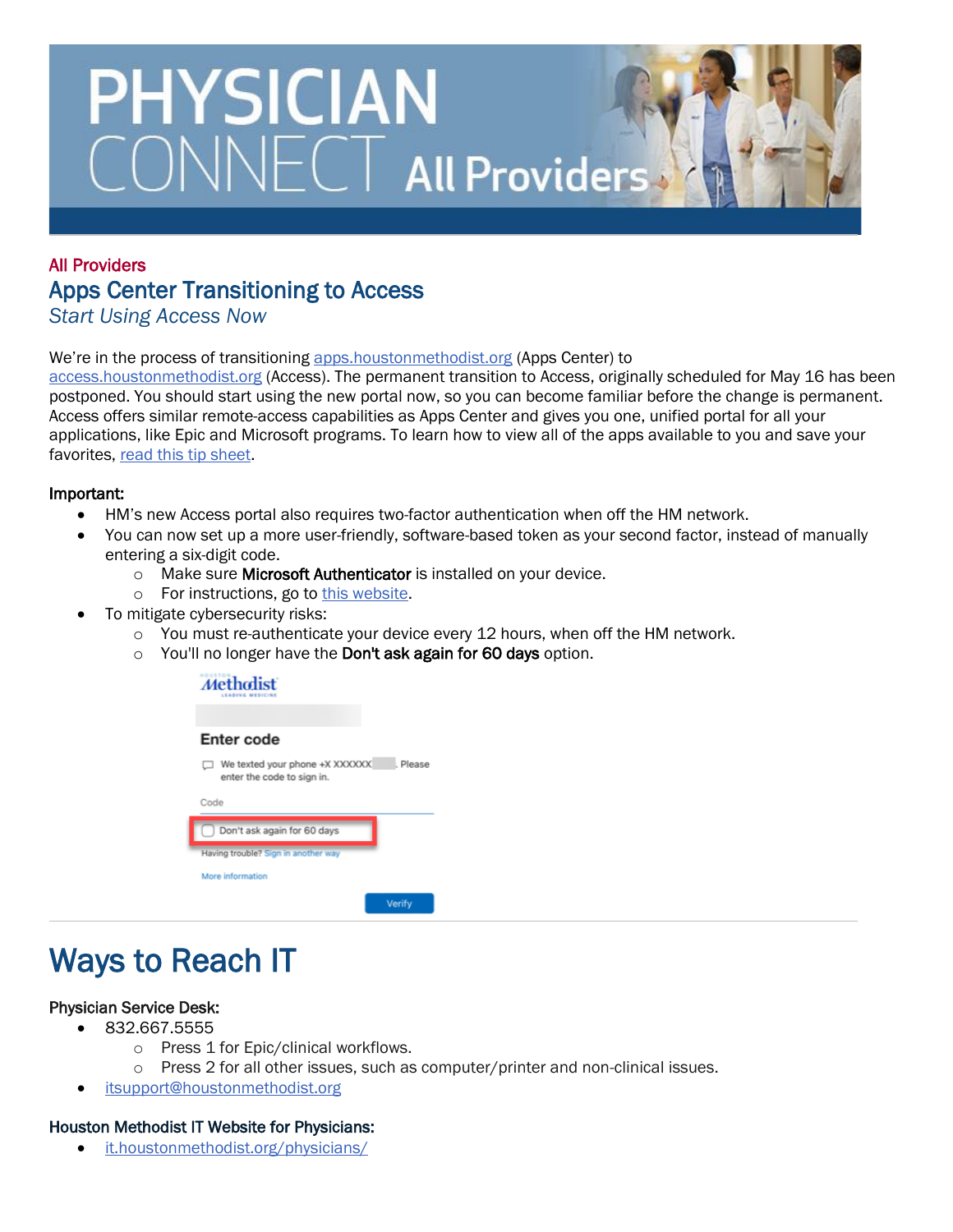# PHYSICIAN CONNECT All Providers

All Providers

## Apps Center Transitioning to Access

*Start Using Access Now*

We're in the process of transitioning apps.houstonmethodist.org (Apps Center) to access.houstonmethodist.org (Access). The permanent transition to Access, originally scheduled for May 16 has been postponed. You should start using the new portal now, so you can become familiar before the change is permanent. Access offers similar remote-access capabilities as Apps Center and gives you one, unified portal for all your applications, like Epic and Microsoft programs. To learn how to view all of the apps available to you and save your favorites, read this tip sheet.

**Important:**

- HM's new Access portal also requires two-factor authentication when off the HM network.
- You can now set up a more user-friendly, software-based token as your second factor, instead of manually entering a six-digit code.
  - Make sure **Microsoft Authenticator** is installed on your device.
  - For instructions, go to this website.
- To mitigate cybersecurity risks:
  - You must re-authenticate your device every 12 hours, when off the HM network.
  - You'll no longer have the **Don't ask again for 60 days** option.

# Ways to Reach IT

**Physician Service Desk:**

- 832.667.5555
  - Press 1 for Epic/clinical workflows.
  - Press 2 for all other issues, such as computer/printer and non-clinical issues.
- itsupport@houstonmethodist.org

**Houston Methodist IT Website for Physicians:**

- it.houstonmethodist.org/physicians/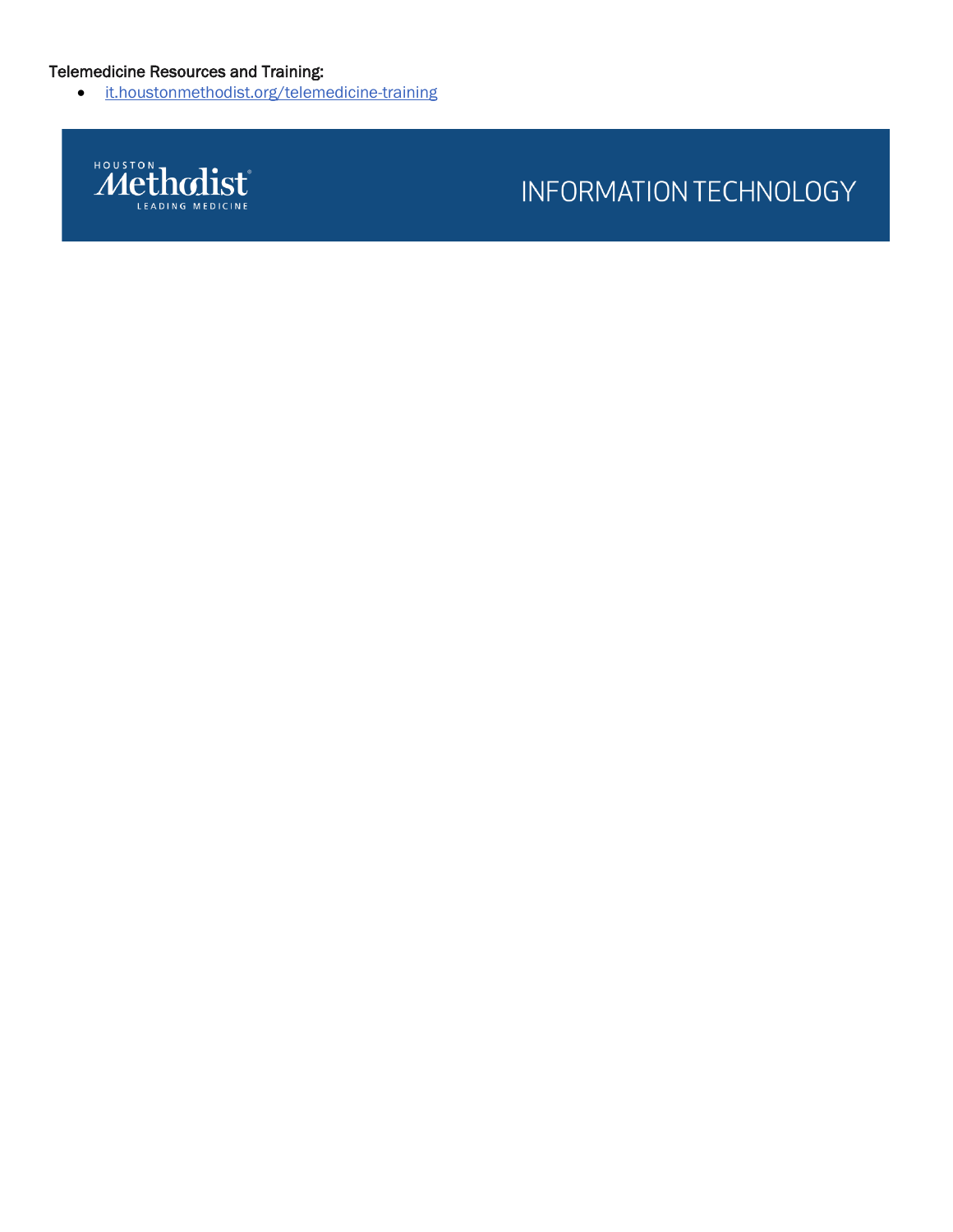Telemedicine Resources and Training:

- it.houstonmethodist.org/telemedicine-training

HOUSTON Methodist LEADING MEDICINE

INFORMATION TECHNOLOGY